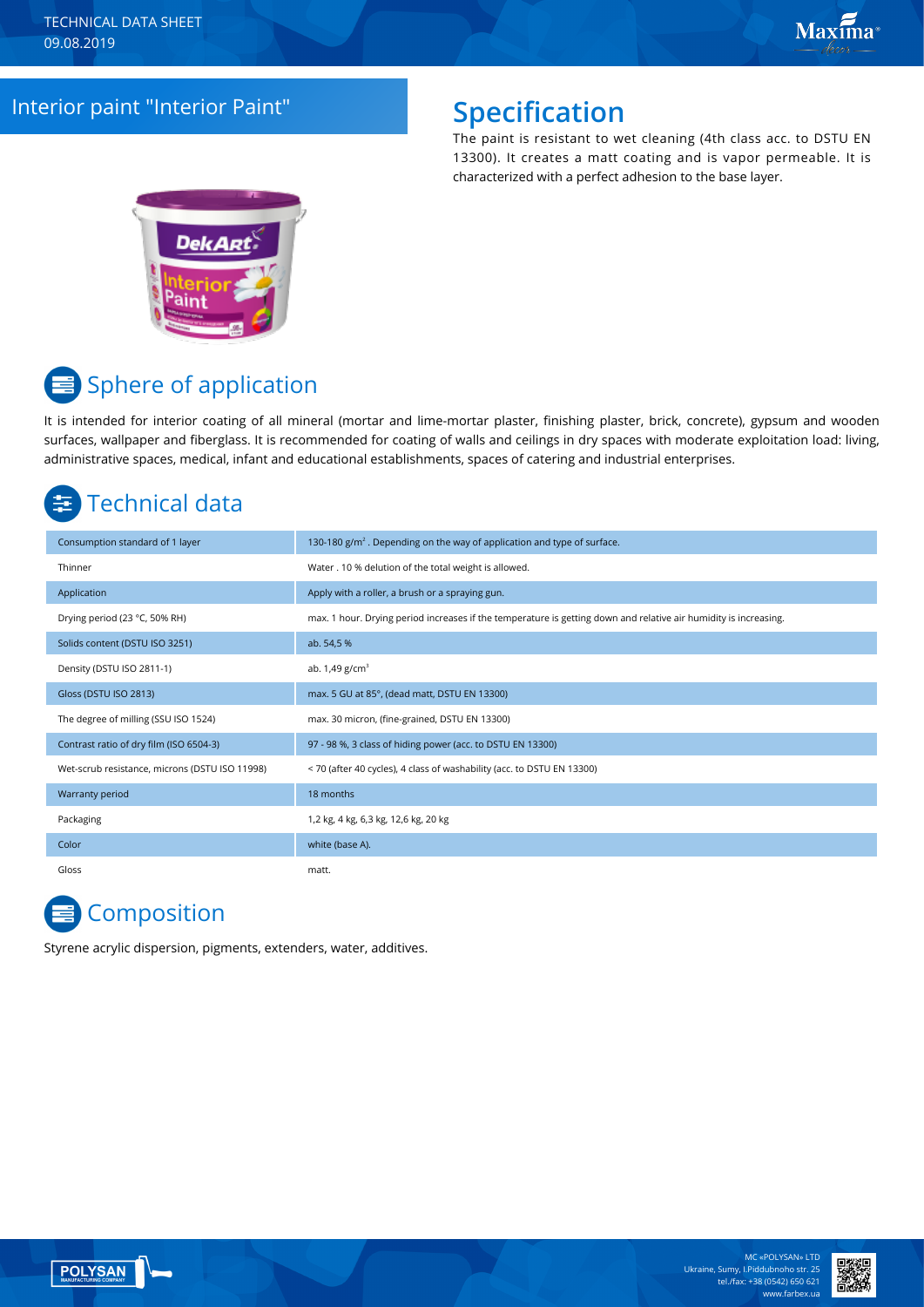TECHNICAL DATA SHEET
09.08.2019

# Interior paint "Interior Paint"

## Specification

The paint is resistant to wet cleaning (4th class acc. to DSTU EN 13300). It creates a matt coating and is vapor permeable. It is characterized with a perfect adhesion to the base layer.

## Sphere of application

It is intended for interior coating of all mineral (mortar and lime-mortar plaster, finishing plaster, brick, concrete), gypsum and wooden surfaces, wallpaper and fiberglass. It is recommended for coating of walls and ceilings in dry spaces with moderate exploitation load: living, administrative spaces, medical, infant and educational establishments, spaces of catering and industrial enterprises.

## Technical data

| | |
|---|---|
| Consumption standard of 1 layer | 130-180 g/m². Depending on the way of application and type of surface. |
| Thinner | Water . 10 % delution of the total weight is allowed. |
| Application | Apply with a roller, a brush or a spraying gun. |
| Drying period (23 °C, 50% RH) | max. 1 hour. Drying period increases if the temperature is getting down and relative air humidity is increasing. |
| Solids content (DSTU ISO 3251) | ab. 54,5 % |
| Density (DSTU ISO 2811-1) | ab. 1,49 g/cm³ |
| Gloss (DSTU ISO 2813) | max. 5 GU at 85°, (dead matt, DSTU EN 13300) |
| The degree of milling (SSU ISO 1524) | max. 30 micron, (fine-grained, DSTU EN 13300) |
| Contrast ratio of dry film (ISO 6504-3) | 97 - 98 %, 3 class of hiding power (acc. to DSTU EN 13300) |
| Wet-scrub resistance, microns (DSTU ISO 11998) | < 70 (after 40 cycles), 4 class of washability (acc. to DSTU EN 13300) |
| Warranty period | 18 months |
| Packaging | 1,2 kg, 4 kg, 6,3 kg, 12,6 kg, 20 kg |
| Color | white (base A). |
| Gloss | matt. |

## Composition

Styrene acrylic dispersion, pigments, extenders, water, additives.

MC «POLYSAN» LTD
Ukraine, Sumy, I.Piddubnoho str. 25
tel./fax: +38 (0542) 650 621
www.farbex.ua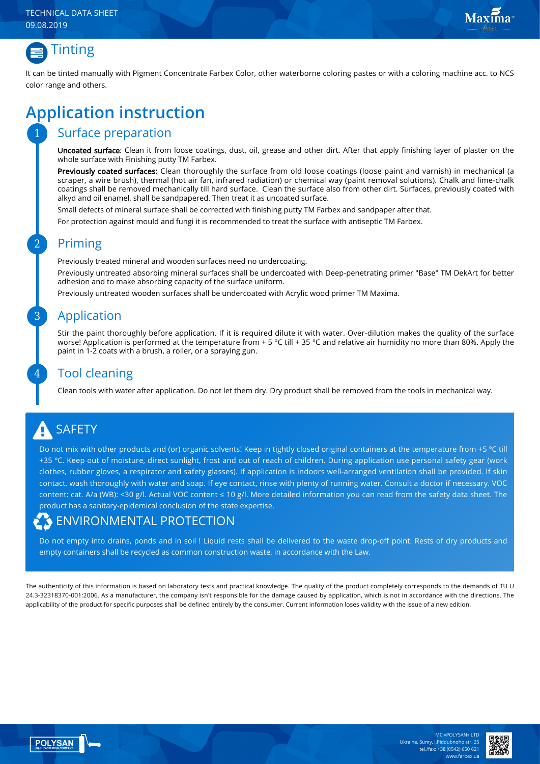## Tinting

It can be tinted manually with Pigment Concentrate Farbex Color, other waterborne coloring pastes or with a coloring machine acc. to NCS color range and others.

# Application instruction

### 1 Surface preparation

**Uncoated surface**: Clean it from loose coatings, dust, oil, grease and other dirt. After that apply finishing layer of plaster on the whole surface with Finishing putty TM Farbex.

**Previously coated surfaces:** Clean thoroughly the surface from old loose coatings (loose paint and varnish) in mechanical (a scraper, a wire brush), thermal (hot air fan, infrared radiation) or chemical way (paint removal solutions). Chalk and lime-chalk coatings shall be removed mechanically till hard surface. Clean the surface also from other dirt. Surfaces, previously coated with alkyd and oil enamel, shall be sandpapered. Then treat it as uncoated surface.

Small defects of mineral surface shall be corrected with finishing putty TM Farbex and sandpaper after that.

For protection against mould and fungi it is recommended to treat the surface with antiseptic TM Farbex.

### 2 Priming

Previously treated mineral and wooden surfaces need no undercoating.

Previously untreated absorbing mineral surfaces shall be undercoated with Deep-penetrating primer "Base" TM DekArt for better adhesion and to make absorbing capacity of the surface uniform.

Previously untreated wooden surfaces shall be undercoated with Acrylic wood primer TM Maxima.

### 3 Application

Stir the paint thoroughly before application. If it is required dilute it with water. Over-dilution makes the quality of the surface worse! Application is performed at the temperature from + 5 °C till + 35 °C and relative air humidity no more than 80%. Apply the paint in 1-2 coats with a brush, a roller, or a spraying gun.

### 4 Tool cleaning

Clean tools with water after application. Do not let them dry. Dry product shall be removed from the tools in mechanical way.

## SAFETY

Do not mix with other products and (or) organic solvents! Keep in tightly closed original containers at the temperature from +5 °C till +35 °C. Keep out of moisture, direct sunlight, frost and out of reach of children. During application use personal safety gear (work clothes, rubber gloves, a respirator and safety glasses). If application is indoors well-arranged ventilation shall be provided. If skin contact, wash thoroughly with water and soap. If eye contact, rinse with plenty of running water. Consult a doctor if necessary. VOC content: cat. A/a (WB): <30 g/l. Actual VOC content ≤ 10 g/l. More detailed information you can read from the safety data sheet. The product has a sanitary-epidemical conclusion of the state expertise.

## ENVIRONMENTAL PROTECTION

Do not empty into drains, ponds and in soil ! Liquid rests shall be delivered to the waste drop-off point. Rests of dry products and empty containers shall be recycled as common construction waste, in accordance with the Law.

The authenticity of this information is based on laboratory tests and practical knowledge. The quality of the product completely corresponds to the demands of TU U 24.3-32318370-001:2006. As a manufacturer, the company isn't responsible for the damage caused by application, which is not in accordance with the directions. The applicability of the product for specific purposes shall be defined entirely by the consumer. Current information loses validity with the issue of a new edition.